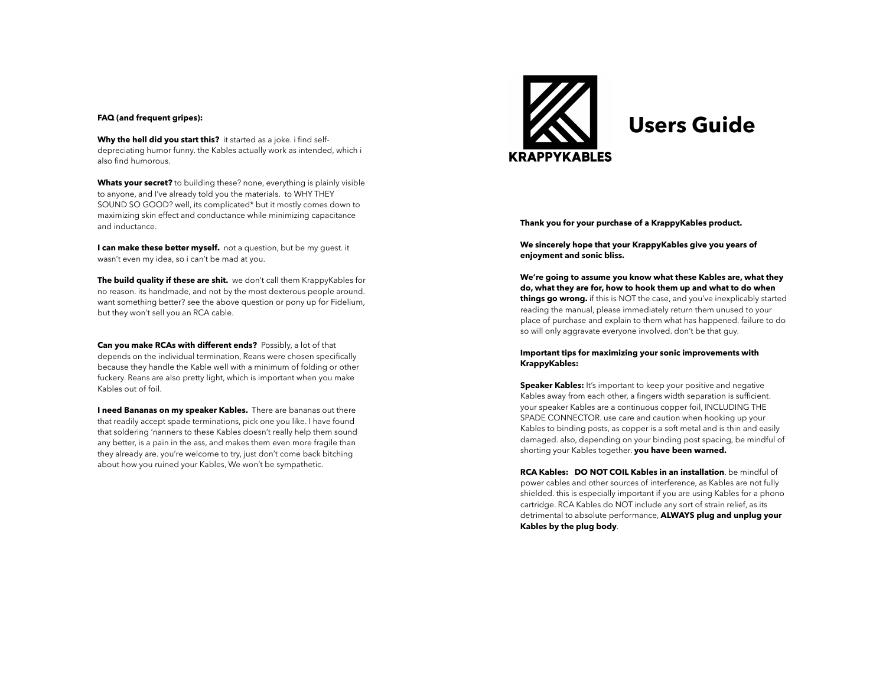**FAQ (and frequent gripes):**

**Why the hell did you start this?** it started as a joke. i find self-depreciating humor funny. the Kables actually work as intended, which i also find humorous.

**Whats your secret?** to building these? none, everything is plainly visible to anyone, and I've already told you the materials. to WHY THEY SOUND SO GOOD? well, its complicated* but it mostly comes down to maximizing skin effect and conductance while minimizing capacitance and inductance.

**I can make these better myself.** not a question, but be my guest. it wasn't even my idea, so i can't be mad at you.

**The build quality if these are shit.** we don't call them KrappyKables for no reason. its handmade, and not by the most dexterous people around. want something better? see the above question or pony up for Fidelium, but they won't sell you an RCA cable.

**Can you make RCAs with different ends?** Possibly, a lot of that depends on the individual termination, Reans were chosen specifically because they handle the Kable well with a minimum of folding or other fuckery. Reans are also pretty light, which is important when you make Kables out of foil.

**I need Bananas on my speaker Kables.** There are bananas out there that readily accept spade terminations, pick one you like. I have found that soldering 'nanners to these Kables doesn't really help them sound any better, is a pain in the ass, and makes them even more fragile than they already are. you're welcome to try, just don't come back bitching about how you ruined your Kables, We won't be sympathetic.

KRAPPYKABLES

# Users Guide

**Thank you for your purchase of a KrappyKables product.**

**We sincerely hope that your KrappyKables give you years of enjoyment and sonic bliss.**

**We're going to assume you know what these Kables are, what they do, what they are for, how to hook them up and what to do when things go wrong.** if this is NOT the case, and you've inexplicably started reading the manual, please immediately return them unused to your place of purchase and explain to them what has happened. failure to do so will only aggravate everyone involved. don't be that guy.

**Important tips for maximizing your sonic improvements with KrappyKables:**

**Speaker Kables:** It's important to keep your positive and negative Kables away from each other, a fingers width separation is sufficient. your speaker Kables are a continuous copper foil, INCLUDING THE SPADE CONNECTOR. use care and caution when hooking up your Kables to binding posts, as copper is a soft metal and is thin and easily damaged. also, depending on your binding post spacing, be mindful of shorting your Kables together. **you have been warned.**

**RCA Kables:** **DO NOT COIL Kables in an installation**. be mindful of power cables and other sources of interference, as Kables are not fully shielded. this is especially important if you are using Kables for a phono cartridge. RCA Kables do NOT include any sort of strain relief, as its detrimental to absolute performance, **ALWAYS plug and unplug your Kables by the plug body**.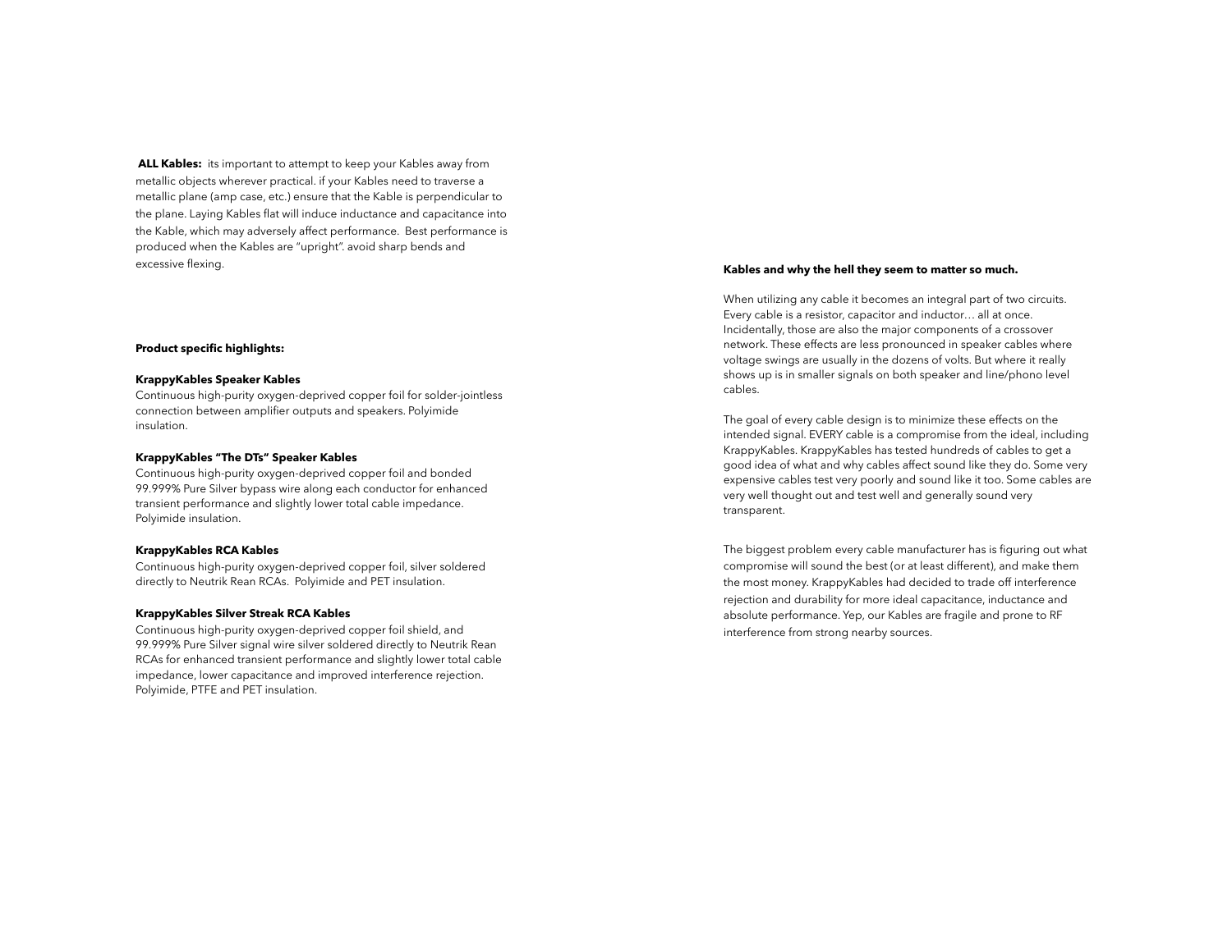**ALL Kables:** its important to attempt to keep your Kables away from metallic objects wherever practical. if your Kables need to traverse a metallic plane (amp case, etc.) ensure that the Kable is perpendicular to the plane. Laying Kables flat will induce inductance and capacitance into the Kable, which may adversely affect performance. Best performance is produced when the Kables are "upright". avoid sharp bends and excessive flexing.

**Product specific highlights:**

**KrappyKables Speaker Kables**
Continuous high-purity oxygen-deprived copper foil for solder-jointless connection between amplifier outputs and speakers. Polyimide insulation.

**KrappyKables "The DTs" Speaker Kables**
Continuous high-purity oxygen-deprived copper foil and bonded 99.999% Pure Silver bypass wire along each conductor for enhanced transient performance and slightly lower total cable impedance. Polyimide insulation.

**KrappyKables RCA Kables**
Continuous high-purity oxygen-deprived copper foil, silver soldered directly to Neutrik Rean RCAs. Polyimide and PET insulation.

**KrappyKables Silver Streak RCA Kables**
Continuous high-purity oxygen-deprived copper foil shield, and 99.999% Pure Silver signal wire silver soldered directly to Neutrik Rean RCAs for enhanced transient performance and slightly lower total cable impedance, lower capacitance and improved interference rejection. Polyimide, PTFE and PET insulation.

**Kables and why the hell they seem to matter so much.**

When utilizing any cable it becomes an integral part of two circuits. Every cable is a resistor, capacitor and inductor… all at once. Incidentally, those are also the major components of a crossover network. These effects are less pronounced in speaker cables where voltage swings are usually in the dozens of volts. But where it really shows up is in smaller signals on both speaker and line/phono level cables.

The goal of every cable design is to minimize these effects on the intended signal. EVERY cable is a compromise from the ideal, including KrappyKables. KrappyKables has tested hundreds of cables to get a good idea of what and why cables affect sound like they do. Some very expensive cables test very poorly and sound like it too. Some cables are very well thought out and test well and generally sound very transparent.

The biggest problem every cable manufacturer has is figuring out what compromise will sound the best (or at least different), and make them the most money. KrappyKables had decided to trade off interference rejection and durability for more ideal capacitance, inductance and absolute performance. Yep, our Kables are fragile and prone to RF interference from strong nearby sources.